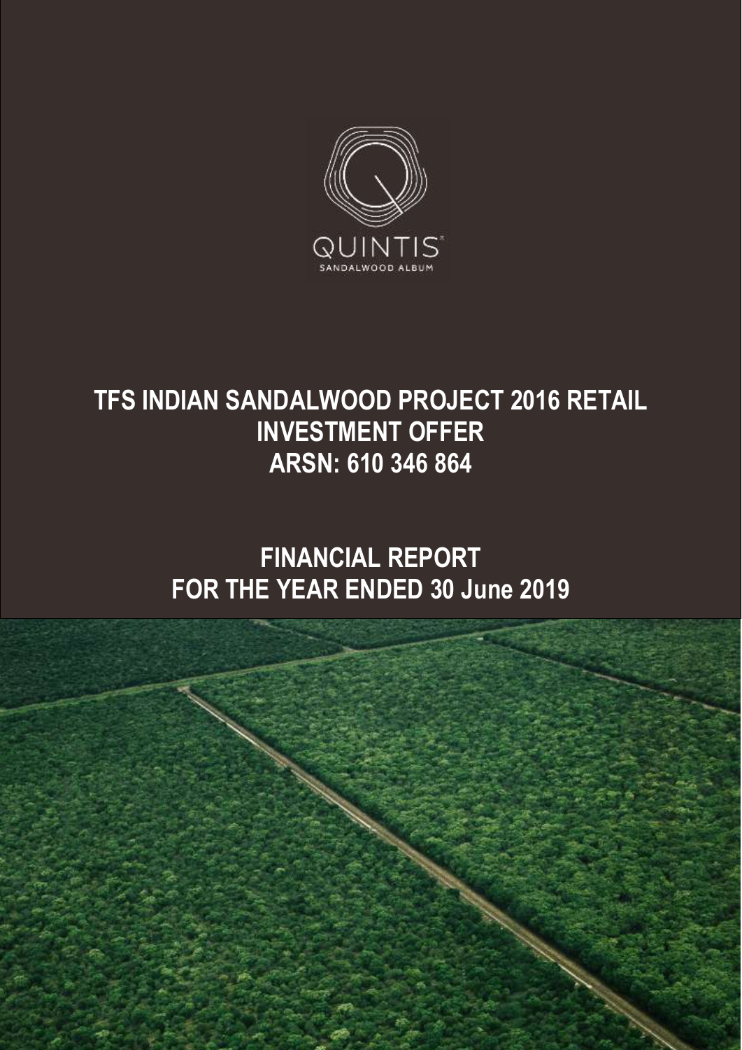QUINTIS

SANDALWOOD ALBUM

# TFS INDIAN SANDALWOOD PROJECT 2016 RETAIL INVESTMENT OFFER

# ARSN: 610 346 864

# FINANCIAL REPORT FOR THE YEAR ENDED 30 June 2019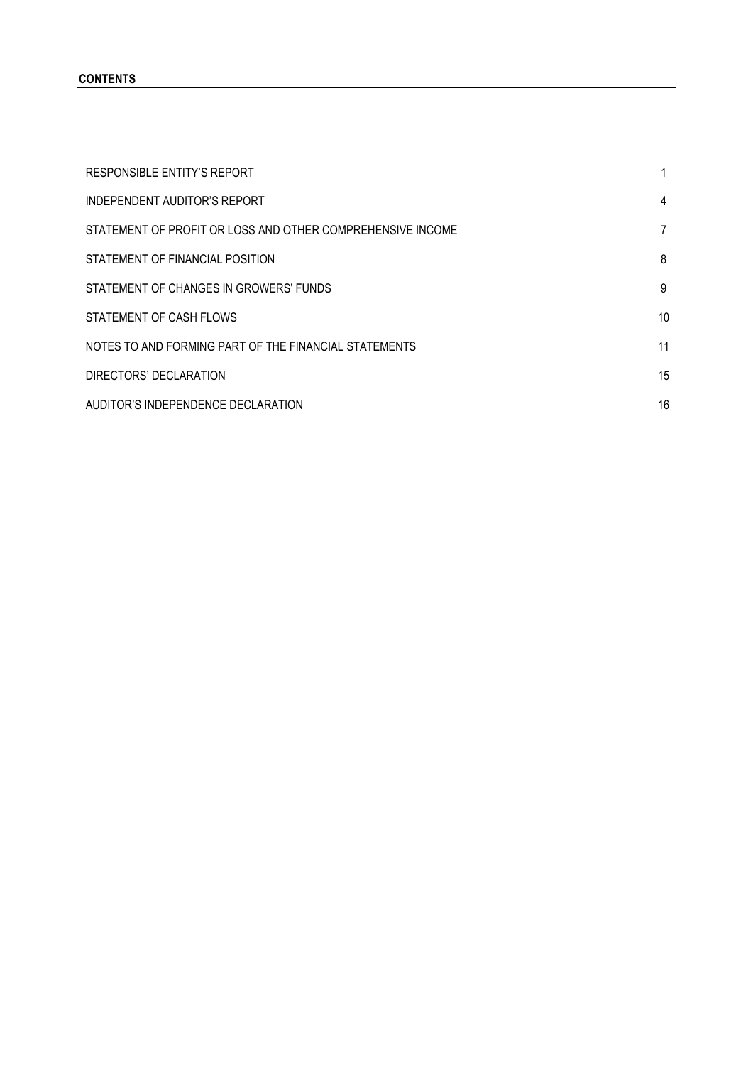**CONTENTS**

| | |
|---|---|
| RESPONSIBLE ENTITY'S REPORT | 1 |
| INDEPENDENT AUDITOR'S REPORT | 4 |
| STATEMENT OF PROFIT OR LOSS AND OTHER COMPREHENSIVE INCOME | 7 |
| STATEMENT OF FINANCIAL POSITION | 8 |
| STATEMENT OF CHANGES IN GROWERS' FUNDS | 9 |
| STATEMENT OF CASH FLOWS | 10 |
| NOTES TO AND FORMING PART OF THE FINANCIAL STATEMENTS | 11 |
| DIRECTORS' DECLARATION | 15 |
| AUDITOR'S INDEPENDENCE DECLARATION | 16 |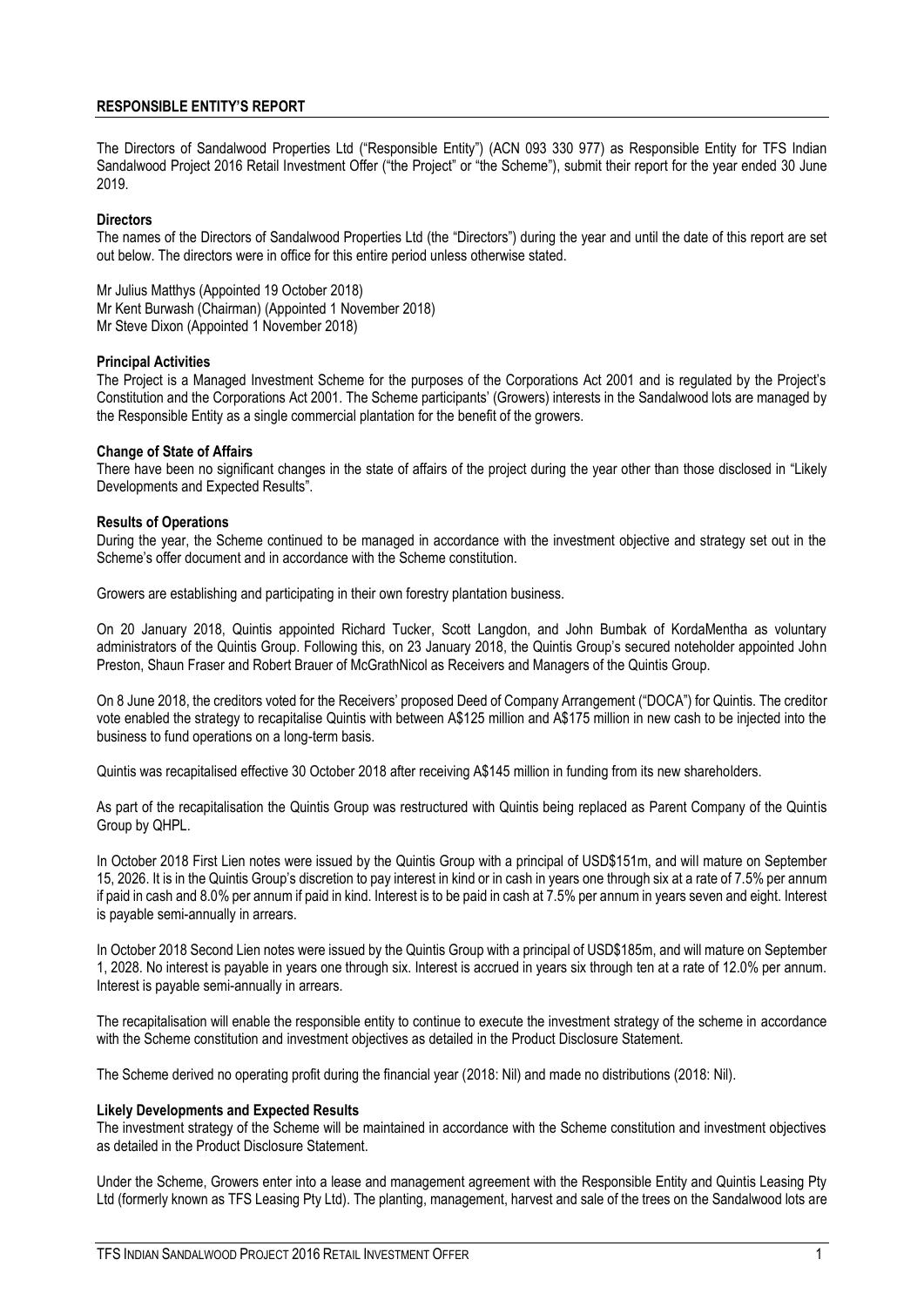## RESPONSIBLE ENTITY'S REPORT

The Directors of Sandalwood Properties Ltd ("Responsible Entity") (ACN 093 330 977) as Responsible Entity for TFS Indian Sandalwood Project 2016 Retail Investment Offer ("the Project" or "the Scheme"), submit their report for the year ended 30 June 2019.

### Directors

The names of the Directors of Sandalwood Properties Ltd (the "Directors") during the year and until the date of this report are set out below. The directors were in office for this entire period unless otherwise stated.

Mr Julius Matthys (Appointed 19 October 2018)
Mr Kent Burwash (Chairman) (Appointed 1 November 2018)
Mr Steve Dixon (Appointed 1 November 2018)

### Principal Activities

The Project is a Managed Investment Scheme for the purposes of the Corporations Act 2001 and is regulated by the Project's Constitution and the Corporations Act 2001. The Scheme participants' (Growers) interests in the Sandalwood lots are managed by the Responsible Entity as a single commercial plantation for the benefit of the growers.

### Change of State of Affairs

There have been no significant changes in the state of affairs of the project during the year other than those disclosed in "Likely Developments and Expected Results".

### Results of Operations

During the year, the Scheme continued to be managed in accordance with the investment objective and strategy set out in the Scheme's offer document and in accordance with the Scheme constitution.

Growers are establishing and participating in their own forestry plantation business.

On 20 January 2018, Quintis appointed Richard Tucker, Scott Langdon, and John Bumbak of KordaMentha as voluntary administrators of the Quintis Group. Following this, on 23 January 2018, the Quintis Group's secured noteholder appointed John Preston, Shaun Fraser and Robert Brauer of McGrathNicol as Receivers and Managers of the Quintis Group.

On 8 June 2018, the creditors voted for the Receivers' proposed Deed of Company Arrangement ("DOCA") for Quintis. The creditor vote enabled the strategy to recapitalise Quintis with between A$125 million and A$175 million in new cash to be injected into the business to fund operations on a long-term basis.

Quintis was recapitalised effective 30 October 2018 after receiving A$145 million in funding from its new shareholders.

As part of the recapitalisation the Quintis Group was restructured with Quintis being replaced as Parent Company of the Quintis Group by QHPL.

In October 2018 First Lien notes were issued by the Quintis Group with a principal of USD$151m, and will mature on September 15, 2026. It is in the Quintis Group's discretion to pay interest in kind or in cash in years one through six at a rate of 7.5% per annum if paid in cash and 8.0% per annum if paid in kind. Interest is to be paid in cash at 7.5% per annum in years seven and eight. Interest is payable semi-annually in arrears.

In October 2018 Second Lien notes were issued by the Quintis Group with a principal of USD$185m, and will mature on September 1, 2028. No interest is payable in years one through six. Interest is accrued in years six through ten at a rate of 12.0% per annum. Interest is payable semi-annually in arrears.

The recapitalisation will enable the responsible entity to continue to execute the investment strategy of the scheme in accordance with the Scheme constitution and investment objectives as detailed in the Product Disclosure Statement.

The Scheme derived no operating profit during the financial year (2018: Nil) and made no distributions (2018: Nil).

### Likely Developments and Expected Results

The investment strategy of the Scheme will be maintained in accordance with the Scheme constitution and investment objectives as detailed in the Product Disclosure Statement.

Under the Scheme, Growers enter into a lease and management agreement with the Responsible Entity and Quintis Leasing Pty Ltd (formerly known as TFS Leasing Pty Ltd). The planting, management, harvest and sale of the trees on the Sandalwood lots are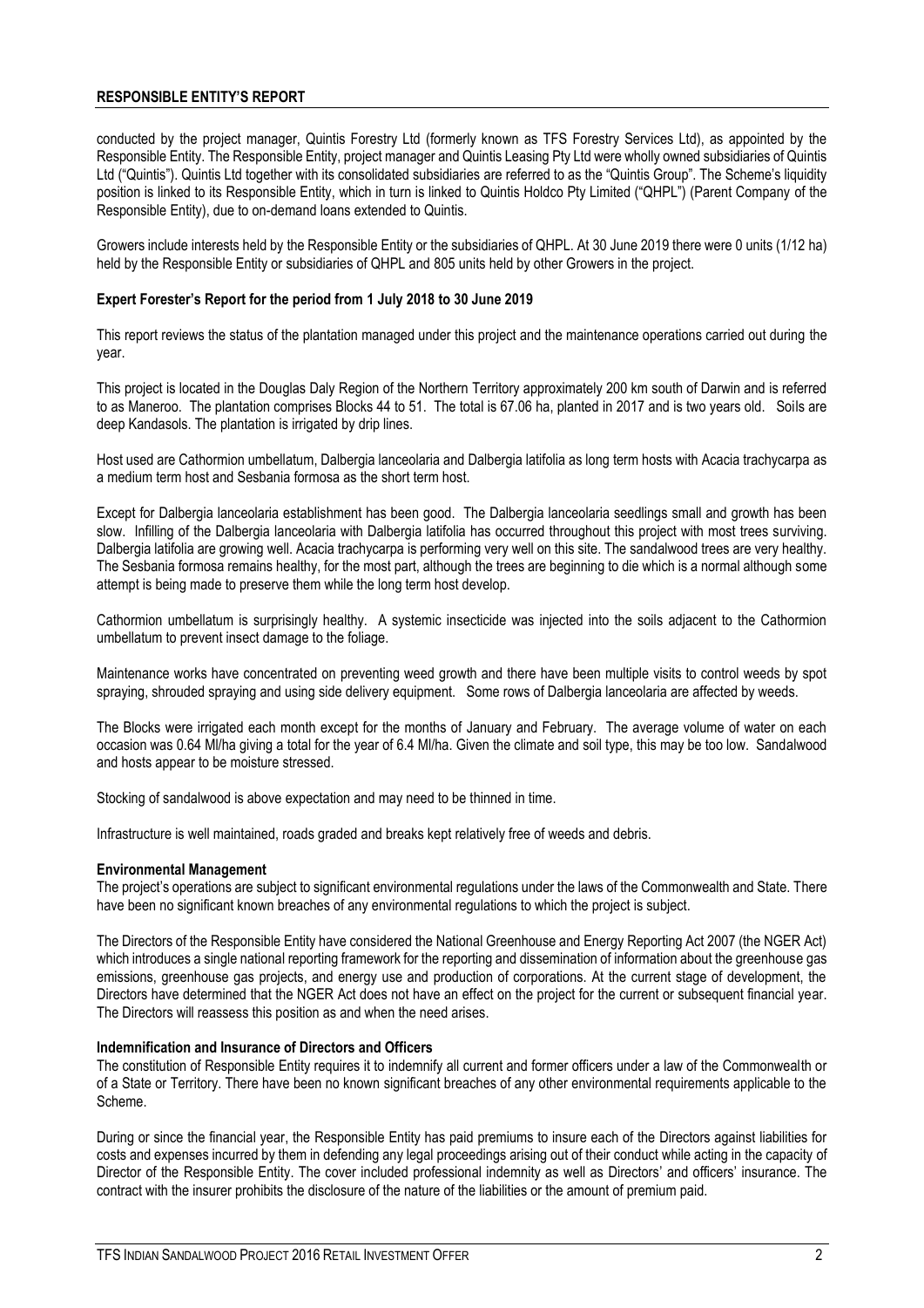## RESPONSIBLE ENTITY'S REPORT

conducted by the project manager, Quintis Forestry Ltd (formerly known as TFS Forestry Services Ltd), as appointed by the Responsible Entity. The Responsible Entity, project manager and Quintis Leasing Pty Ltd were wholly owned subsidiaries of Quintis Ltd ("Quintis"). Quintis Ltd together with its consolidated subsidiaries are referred to as the "Quintis Group". The Scheme's liquidity position is linked to its Responsible Entity, which in turn is linked to Quintis Holdco Pty Limited ("QHPL") (Parent Company of the Responsible Entity), due to on-demand loans extended to Quintis.

Growers include interests held by the Responsible Entity or the subsidiaries of QHPL. At 30 June 2019 there were 0 units (1/12 ha) held by the Responsible Entity or subsidiaries of QHPL and 805 units held by other Growers in the project.

**Expert Forester's Report for the period from 1 July 2018 to 30 June 2019**

This report reviews the status of the plantation managed under this project and the maintenance operations carried out during the year.

This project is located in the Douglas Daly Region of the Northern Territory approximately 200 km south of Darwin and is referred to as Maneroo. The plantation comprises Blocks 44 to 51. The total is 67.06 ha, planted in 2017 and is two years old. Soils are deep Kandasols. The plantation is irrigated by drip lines.

Host used are Cathormion umbellatum, Dalbergia lanceolaria and Dalbergia latifolia as long term hosts with Acacia trachycarpa as a medium term host and Sesbania formosa as the short term host.

Except for Dalbergia lanceolaria establishment has been good. The Dalbergia lanceolaria seedlings small and growth has been slow. Infilling of the Dalbergia lanceolaria with Dalbergia latifolia has occurred throughout this project with most trees surviving. Dalbergia latifolia are growing well. Acacia trachycarpa is performing very well on this site. The sandalwood trees are very healthy. The Sesbania formosa remains healthy, for the most part, although the trees are beginning to die which is a normal although some attempt is being made to preserve them while the long term host develop.

Cathormion umbellatum is surprisingly healthy. A systemic insecticide was injected into the soils adjacent to the Cathormion umbellatum to prevent insect damage to the foliage.

Maintenance works have concentrated on preventing weed growth and there have been multiple visits to control weeds by spot spraying, shrouded spraying and using side delivery equipment. Some rows of Dalbergia lanceolaria are affected by weeds.

The Blocks were irrigated each month except for the months of January and February. The average volume of water on each occasion was 0.64 Ml/ha giving a total for the year of 6.4 Ml/ha. Given the climate and soil type, this may be too low. Sandalwood and hosts appear to be moisture stressed.

Stocking of sandalwood is above expectation and may need to be thinned in time.

Infrastructure is well maintained, roads graded and breaks kept relatively free of weeds and debris.

**Environmental Management**

The project's operations are subject to significant environmental regulations under the laws of the Commonwealth and State. There have been no significant known breaches of any environmental regulations to which the project is subject.

The Directors of the Responsible Entity have considered the National Greenhouse and Energy Reporting Act 2007 (the NGER Act) which introduces a single national reporting framework for the reporting and dissemination of information about the greenhouse gas emissions, greenhouse gas projects, and energy use and production of corporations. At the current stage of development, the Directors have determined that the NGER Act does not have an effect on the project for the current or subsequent financial year. The Directors will reassess this position as and when the need arises.

**Indemnification and Insurance of Directors and Officers**

The constitution of Responsible Entity requires it to indemnify all current and former officers under a law of the Commonwealth or of a State or Territory. There have been no known significant breaches of any other environmental requirements applicable to the Scheme.

During or since the financial year, the Responsible Entity has paid premiums to insure each of the Directors against liabilities for costs and expenses incurred by them in defending any legal proceedings arising out of their conduct while acting in the capacity of Director of the Responsible Entity. The cover included professional indemnity as well as Directors' and officers' insurance. The contract with the insurer prohibits the disclosure of the nature of the liabilities or the amount of premium paid.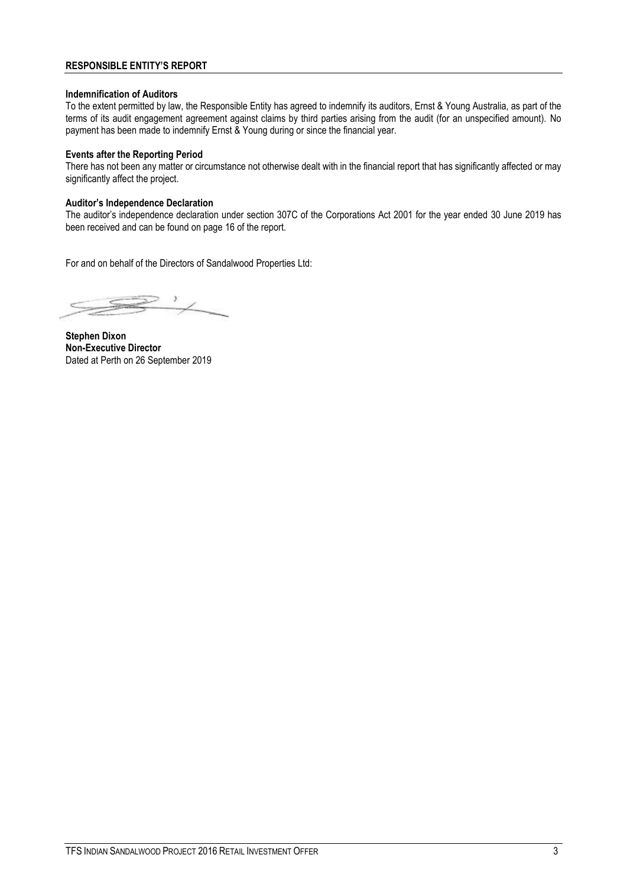## RESPONSIBLE ENTITY'S REPORT

**Indemnification of Auditors**

To the extent permitted by law, the Responsible Entity has agreed to indemnify its auditors, Ernst & Young Australia, as part of the terms of its audit engagement agreement against claims by third parties arising from the audit (for an unspecified amount). No payment has been made to indemnify Ernst & Young during or since the financial year.

**Events after the Reporting Period**

There has not been any matter or circumstance not otherwise dealt with in the financial report that has significantly affected or may significantly affect the project.

**Auditor's Independence Declaration**

The auditor's independence declaration under section 307C of the Corporations Act 2001 for the year ended 30 June 2019 has been received and can be found on page 16 of the report.

For and on behalf of the Directors of Sandalwood Properties Ltd:

**Stephen Dixon**
**Non-Executive Director**
Dated at Perth on 26 September 2019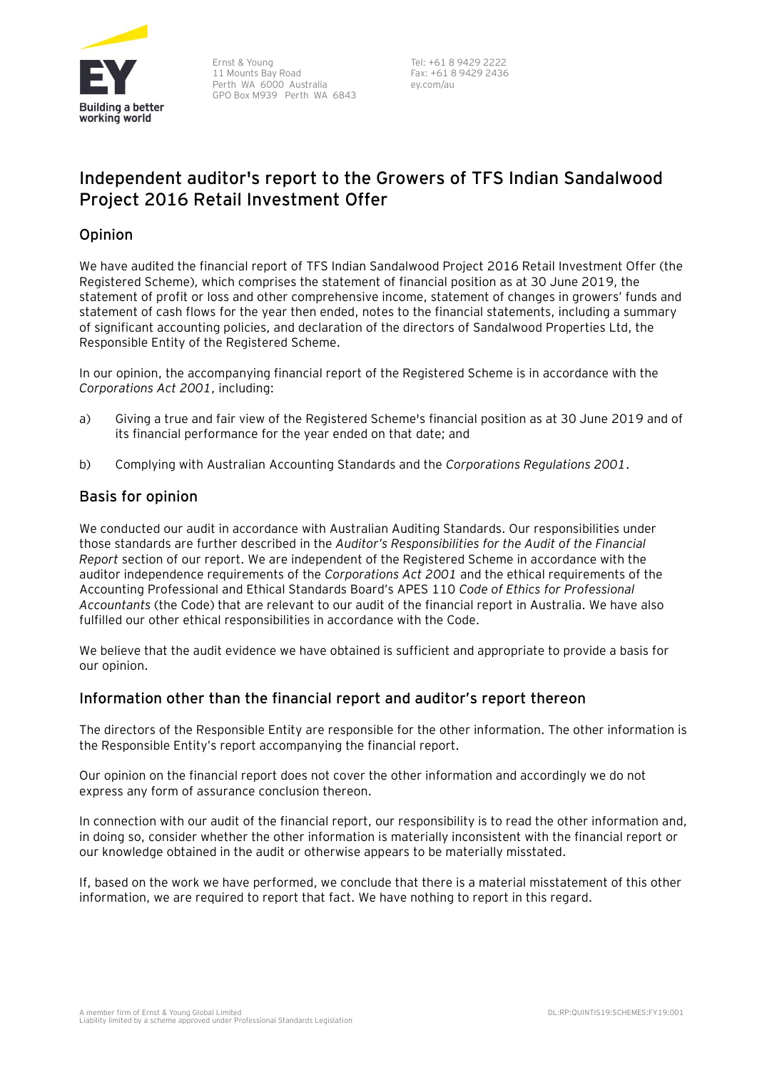# Independent auditor's report to the Growers of TFS Indian Sandalwood Project 2016 Retail Investment Offer

## Opinion

We have audited the financial report of TFS Indian Sandalwood Project 2016 Retail Investment Offer (the Registered Scheme), which comprises the statement of financial position as at 30 June 2019, the statement of profit or loss and other comprehensive income, statement of changes in growers' funds and statement of cash flows for the year then ended, notes to the financial statements, including a summary of significant accounting policies, and declaration of the directors of Sandalwood Properties Ltd, the Responsible Entity of the Registered Scheme.

In our opinion, the accompanying financial report of the Registered Scheme is in accordance with the *Corporations Act 2001*, including:

a) Giving a true and fair view of the Registered Scheme's financial position as at 30 June 2019 and of its financial performance for the year ended on that date; and

b) Complying with Australian Accounting Standards and the *Corporations Regulations 2001*.

## Basis for opinion

We conducted our audit in accordance with Australian Auditing Standards. Our responsibilities under those standards are further described in the *Auditor's Responsibilities for the Audit of the Financial Report* section of our report. We are independent of the Registered Scheme in accordance with the auditor independence requirements of the *Corporations Act 2001* and the ethical requirements of the Accounting Professional and Ethical Standards Board's APES 110 *Code of Ethics for Professional Accountants* (the Code) that are relevant to our audit of the financial report in Australia. We have also fulfilled our other ethical responsibilities in accordance with the Code.

We believe that the audit evidence we have obtained is sufficient and appropriate to provide a basis for our opinion.

## Information other than the financial report and auditor's report thereon

The directors of the Responsible Entity are responsible for the other information. The other information is the Responsible Entity's report accompanying the financial report.

Our opinion on the financial report does not cover the other information and accordingly we do not express any form of assurance conclusion thereon.

In connection with our audit of the financial report, our responsibility is to read the other information and, in doing so, consider whether the other information is materially inconsistent with the financial report or our knowledge obtained in the audit or otherwise appears to be materially misstated.

If, based on the work we have performed, we conclude that there is a material misstatement of this other information, we are required to report that fact. We have nothing to report in this regard.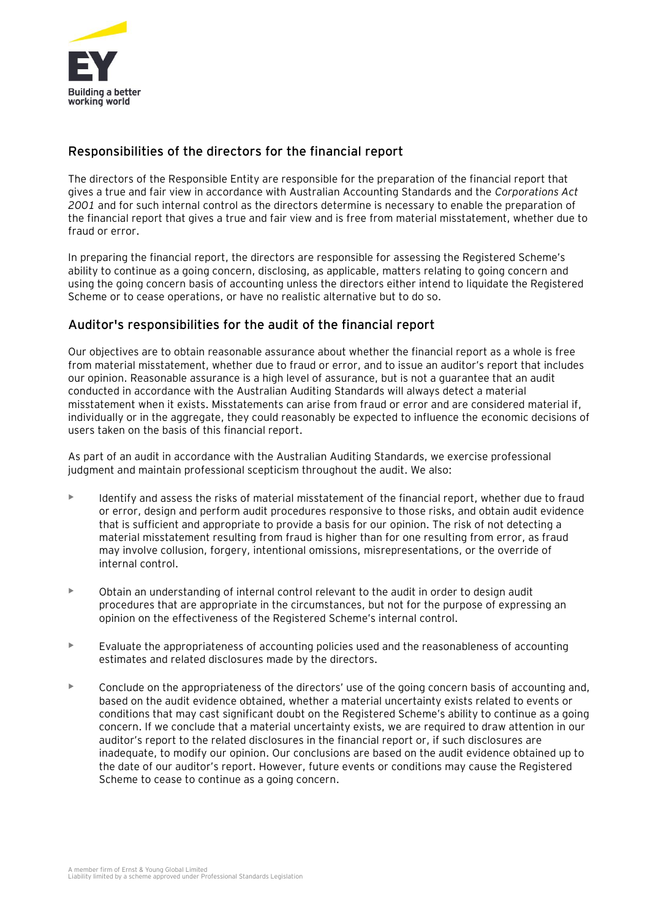## Responsibilities of the directors for the financial report

The directors of the Responsible Entity are responsible for the preparation of the financial report that gives a true and fair view in accordance with Australian Accounting Standards and the *Corporations Act 2001* and for such internal control as the directors determine is necessary to enable the preparation of the financial report that gives a true and fair view and is free from material misstatement, whether due to fraud or error.

In preparing the financial report, the directors are responsible for assessing the Registered Scheme's ability to continue as a going concern, disclosing, as applicable, matters relating to going concern and using the going concern basis of accounting unless the directors either intend to liquidate the Registered Scheme or to cease operations, or have no realistic alternative but to do so.

## Auditor's responsibilities for the audit of the financial report

Our objectives are to obtain reasonable assurance about whether the financial report as a whole is free from material misstatement, whether due to fraud or error, and to issue an auditor's report that includes our opinion. Reasonable assurance is a high level of assurance, but is not a guarantee that an audit conducted in accordance with the Australian Auditing Standards will always detect a material misstatement when it exists. Misstatements can arise from fraud or error and are considered material if, individually or in the aggregate, they could reasonably be expected to influence the economic decisions of users taken on the basis of this financial report.

As part of an audit in accordance with the Australian Auditing Standards, we exercise professional judgment and maintain professional scepticism throughout the audit. We also:

- Identify and assess the risks of material misstatement of the financial report, whether due to fraud or error, design and perform audit procedures responsive to those risks, and obtain audit evidence that is sufficient and appropriate to provide a basis for our opinion. The risk of not detecting a material misstatement resulting from fraud is higher than for one resulting from error, as fraud may involve collusion, forgery, intentional omissions, misrepresentations, or the override of internal control.

- Obtain an understanding of internal control relevant to the audit in order to design audit procedures that are appropriate in the circumstances, but not for the purpose of expressing an opinion on the effectiveness of the Registered Scheme's internal control.

- Evaluate the appropriateness of accounting policies used and the reasonableness of accounting estimates and related disclosures made by the directors.

- Conclude on the appropriateness of the directors' use of the going concern basis of accounting and, based on the audit evidence obtained, whether a material uncertainty exists related to events or conditions that may cast significant doubt on the Registered Scheme's ability to continue as a going concern. If we conclude that a material uncertainty exists, we are required to draw attention in our auditor's report to the related disclosures in the financial report or, if such disclosures are inadequate, to modify our opinion. Our conclusions are based on the audit evidence obtained up to the date of our auditor's report. However, future events or conditions may cause the Registered Scheme to cease to continue as a going concern.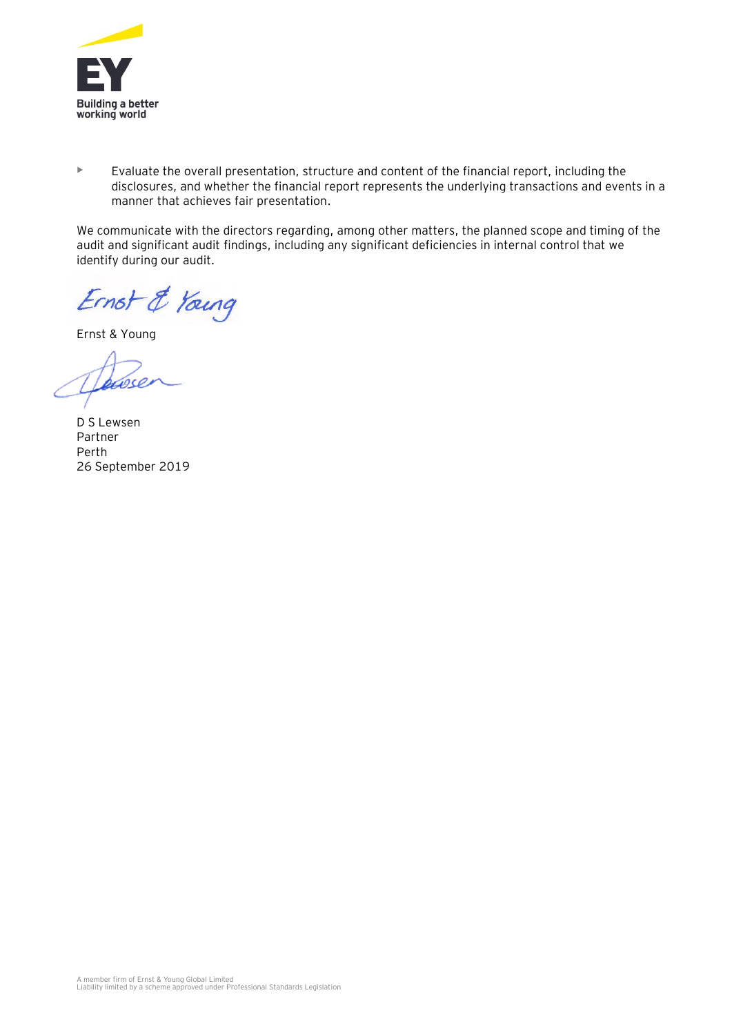- Evaluate the overall presentation, structure and content of the financial report, including the disclosures, and whether the financial report represents the underlying transactions and events in a manner that achieves fair presentation.

We communicate with the directors regarding, among other matters, the planned scope and timing of the audit and significant audit findings, including any significant deficiencies in internal control that we identify during our audit.

Ernst & Young

D S Lewsen
Partner
Perth
26 September 2019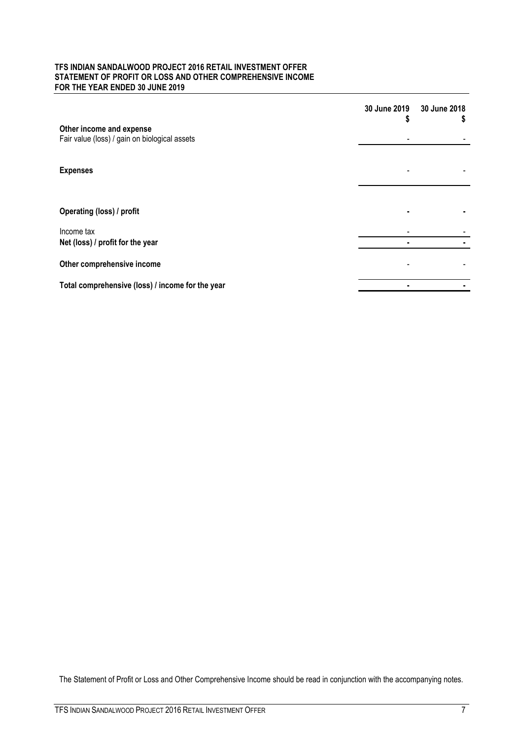**TFS INDIAN SANDALWOOD PROJECT 2016 RETAIL INVESTMENT OFFER**
**STATEMENT OF PROFIT OR LOSS AND OTHER COMPREHENSIVE INCOME**
**FOR THE YEAR ENDED 30 JUNE 2019**

| | 30 June 2019 $ | 30 June 2018 $ |
|---|---|---|
| **Other income and expense** | | |
| Fair value (loss) / gain on biological assets | - | - |
| **Expenses** | - | - |
| **Operating (loss) / profit** | **-** | **-** |
| Income tax | - | - |
| **Net (loss) / profit for the year** | **-** | **-** |
| **Other comprehensive income** | - | - |
| **Total comprehensive (loss) / income for the year** | **-** | **-** |

The Statement of Profit or Loss and Other Comprehensive Income should be read in conjunction with the accompanying notes.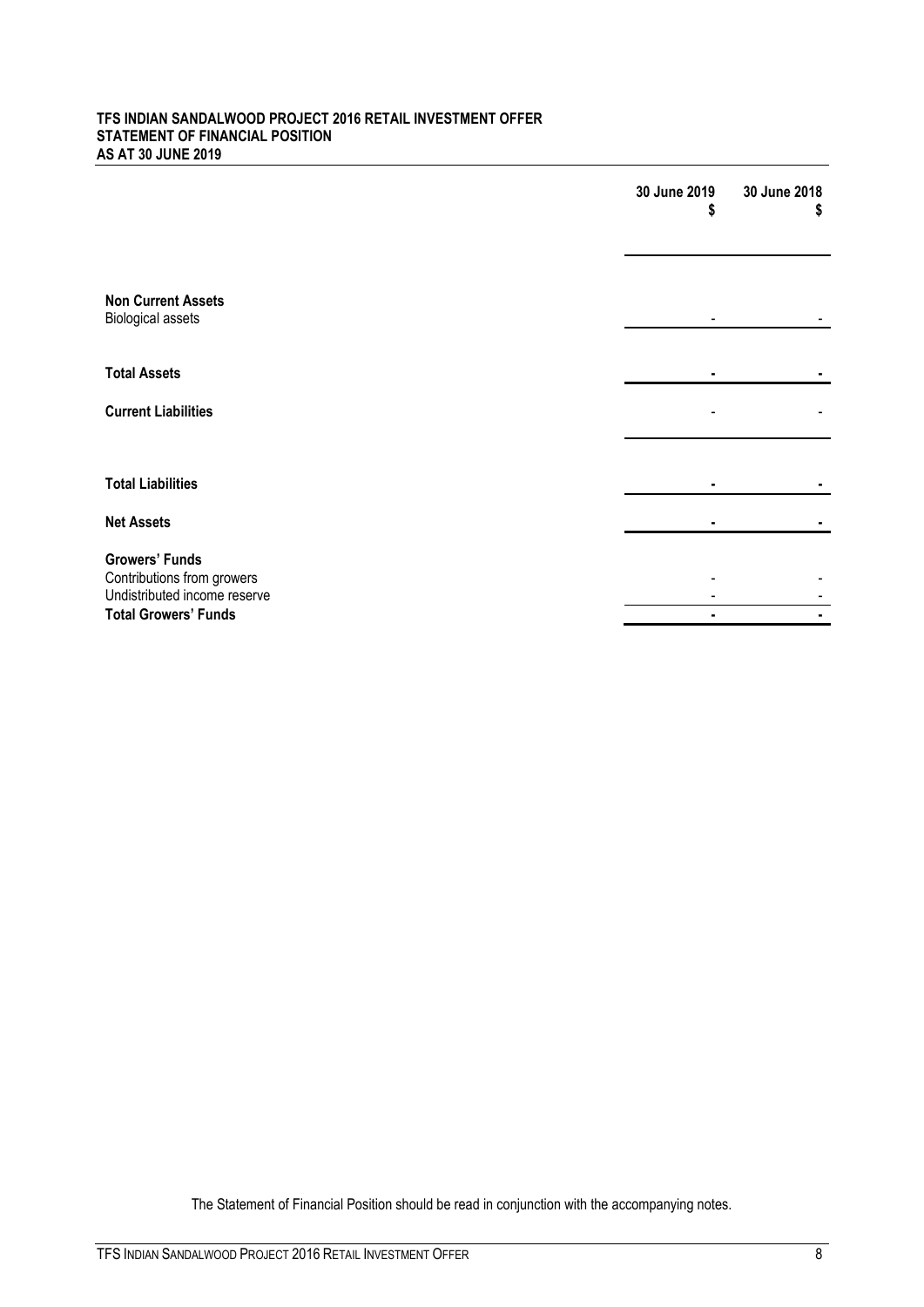**TFS INDIAN SANDALWOOD PROJECT 2016 RETAIL INVESTMENT OFFER**
**STATEMENT OF FINANCIAL POSITION**
**AS AT 30 JUNE 2019**

| | 30 June 2019 $ | 30 June 2018 $ |
|---|---|---|
| **Non Current Assets** | | |
| Biological assets | - | - |
| **Total Assets** | **-** | **-** |
| **Current Liabilities** | - | - |
| **Total Liabilities** | **-** | **-** |
| **Net Assets** | **-** | **-** |
| **Growers' Funds** | | |
| Contributions from growers | - | - |
| Undistributed income reserve | - | - |
| **Total Growers' Funds** | **-** | **-** |

The Statement of Financial Position should be read in conjunction with the accompanying notes.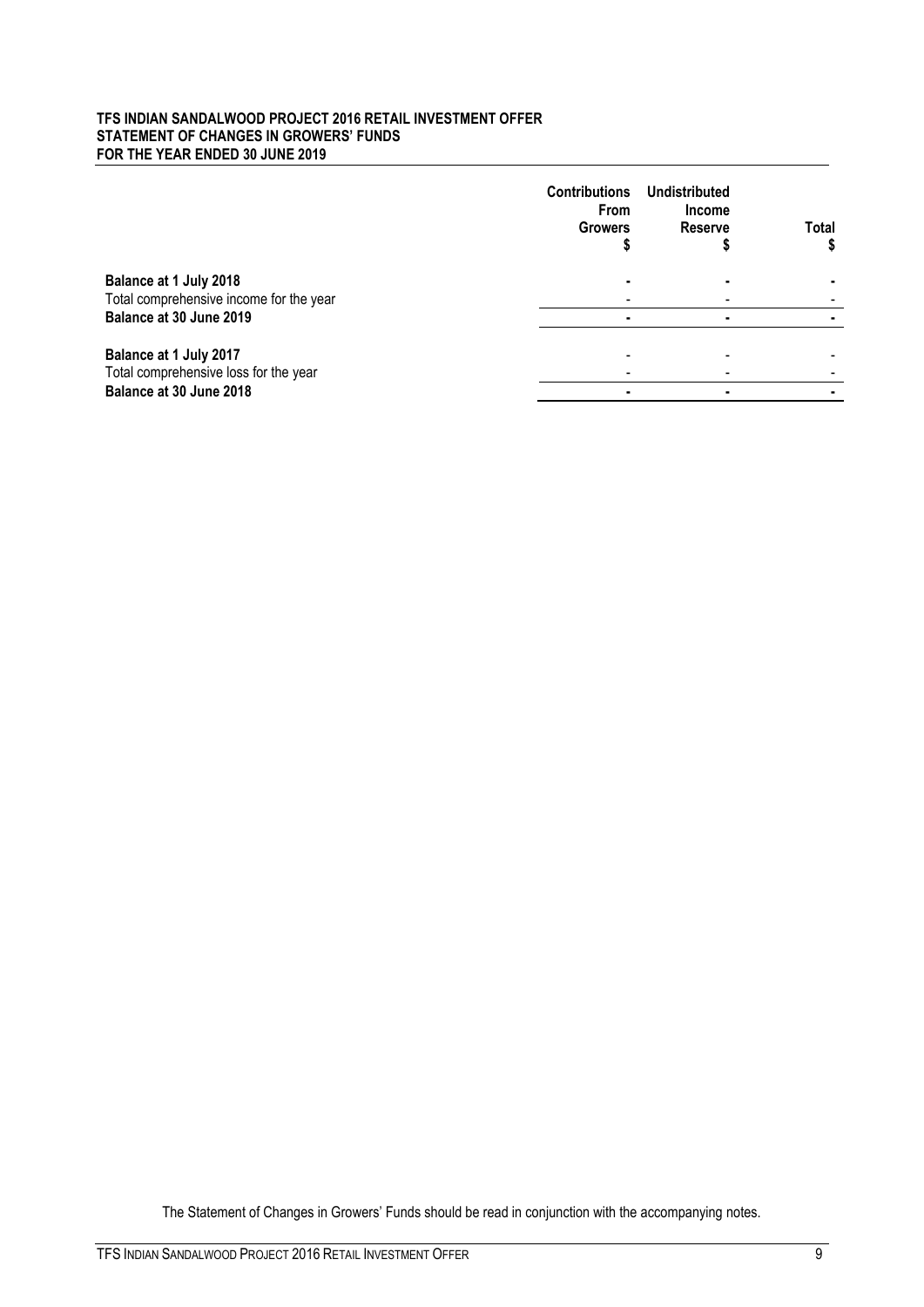**TFS INDIAN SANDALWOOD PROJECT 2016 RETAIL INVESTMENT OFFER**
**STATEMENT OF CHANGES IN GROWERS' FUNDS**
**FOR THE YEAR ENDED 30 JUNE 2019**

| | Contributions From Growers $ | Undistributed Income Reserve $ | Total $ |
|---|---|---|---|
| **Balance at 1 July 2018** | - | - | - |
| Total comprehensive income for the year | - | - | - |
| **Balance at 30 June 2019** | - | - | - |
| | | | |
| **Balance at 1 July 2017** | - | - | - |
| Total comprehensive loss for the year | - | - | - |
| **Balance at 30 June 2018** | - | - | - |

The Statement of Changes in Growers' Funds should be read in conjunction with the accompanying notes.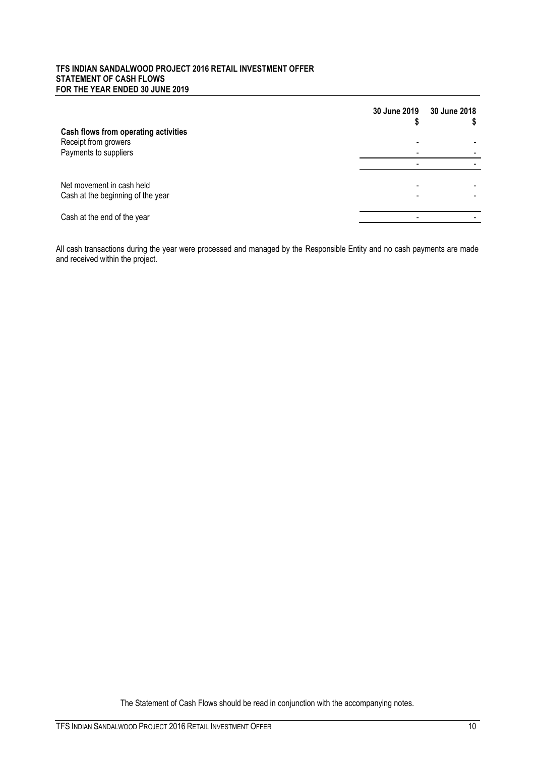**TFS INDIAN SANDALWOOD PROJECT 2016 RETAIL INVESTMENT OFFER**
**STATEMENT OF CASH FLOWS**
**FOR THE YEAR ENDED 30 JUNE 2019**

| | 30 June 2019<br>$ | 30 June 2018<br>$ |
|---|---|---|
| **Cash flows from operating activities** | | |
| Receipt from growers | - | - |
| Payments to suppliers | - | - |
| | - | - |
| Net movement in cash held | - | - |
| Cash at the beginning of the year | - | - |
| Cash at the end of the year | - | - |

All cash transactions during the year were processed and managed by the Responsible Entity and no cash payments are made and received within the project.

The Statement of Cash Flows should be read in conjunction with the accompanying notes.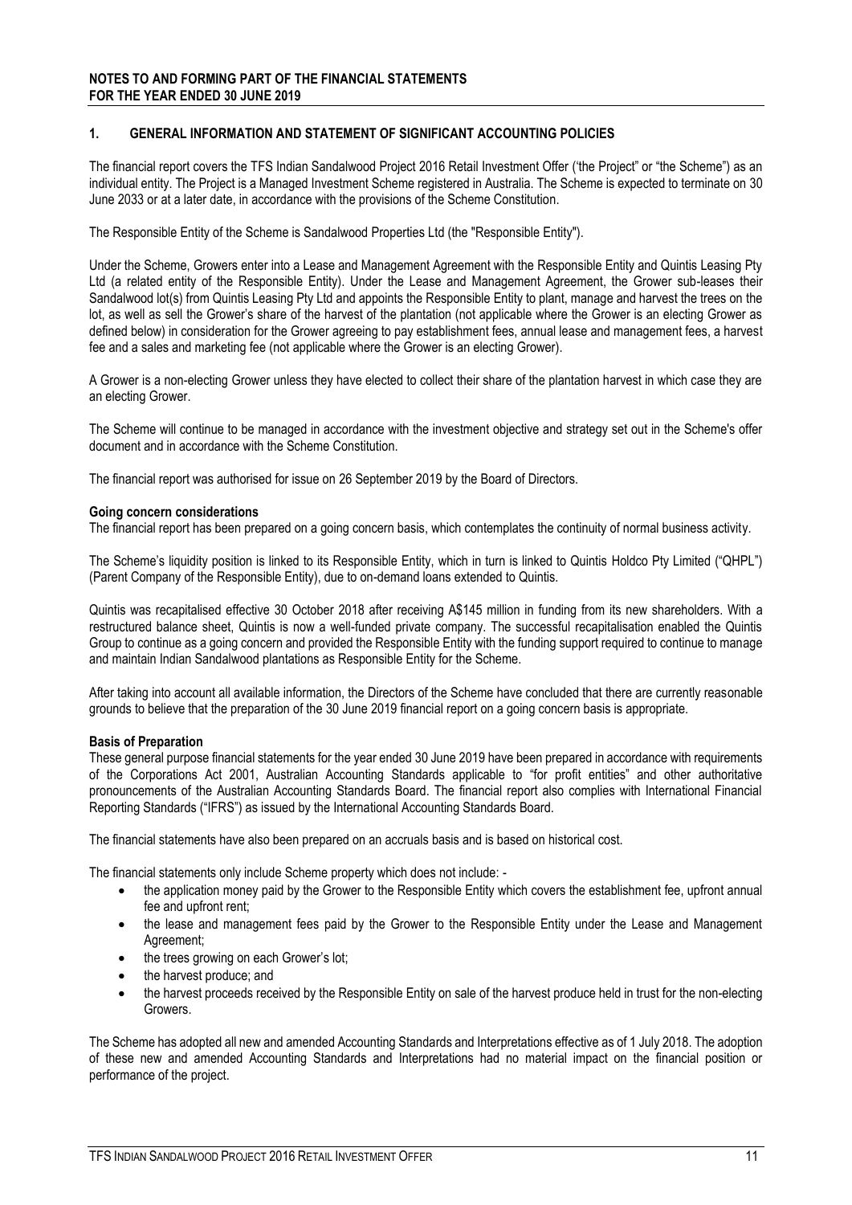**NOTES TO AND FORMING PART OF THE FINANCIAL STATEMENTS**
**FOR THE YEAR ENDED 30 JUNE 2019**

## 1. GENERAL INFORMATION AND STATEMENT OF SIGNIFICANT ACCOUNTING POLICIES

The financial report covers the TFS Indian Sandalwood Project 2016 Retail Investment Offer ('the Project" or "the Scheme") as an individual entity. The Project is a Managed Investment Scheme registered in Australia. The Scheme is expected to terminate on 30 June 2033 or at a later date, in accordance with the provisions of the Scheme Constitution.

The Responsible Entity of the Scheme is Sandalwood Properties Ltd (the "Responsible Entity").

Under the Scheme, Growers enter into a Lease and Management Agreement with the Responsible Entity and Quintis Leasing Pty Ltd (a related entity of the Responsible Entity). Under the Lease and Management Agreement, the Grower sub-leases their Sandalwood lot(s) from Quintis Leasing Pty Ltd and appoints the Responsible Entity to plant, manage and harvest the trees on the lot, as well as sell the Grower's share of the harvest of the plantation (not applicable where the Grower is an electing Grower as defined below) in consideration for the Grower agreeing to pay establishment fees, annual lease and management fees, a harvest fee and a sales and marketing fee (not applicable where the Grower is an electing Grower).

A Grower is a non-electing Grower unless they have elected to collect their share of the plantation harvest in which case they are an electing Grower.

The Scheme will continue to be managed in accordance with the investment objective and strategy set out in the Scheme's offer document and in accordance with the Scheme Constitution.

The financial report was authorised for issue on 26 September 2019 by the Board of Directors.

**Going concern considerations**

The financial report has been prepared on a going concern basis, which contemplates the continuity of normal business activity.

The Scheme's liquidity position is linked to its Responsible Entity, which in turn is linked to Quintis Holdco Pty Limited ("QHPL") (Parent Company of the Responsible Entity), due to on-demand loans extended to Quintis.

Quintis was recapitalised effective 30 October 2018 after receiving A$145 million in funding from its new shareholders. With a restructured balance sheet, Quintis is now a well-funded private company. The successful recapitalisation enabled the Quintis Group to continue as a going concern and provided the Responsible Entity with the funding support required to continue to manage and maintain Indian Sandalwood plantations as Responsible Entity for the Scheme.

After taking into account all available information, the Directors of the Scheme have concluded that there are currently reasonable grounds to believe that the preparation of the 30 June 2019 financial report on a going concern basis is appropriate.

**Basis of Preparation**

These general purpose financial statements for the year ended 30 June 2019 have been prepared in accordance with requirements of the Corporations Act 2001, Australian Accounting Standards applicable to "for profit entities" and other authoritative pronouncements of the Australian Accounting Standards Board. The financial report also complies with International Financial Reporting Standards ("IFRS") as issued by the International Accounting Standards Board.

The financial statements have also been prepared on an accruals basis and is based on historical cost.

The financial statements only include Scheme property which does not include: -

- the application money paid by the Grower to the Responsible Entity which covers the establishment fee, upfront annual fee and upfront rent;
- the lease and management fees paid by the Grower to the Responsible Entity under the Lease and Management Agreement;
- the trees growing on each Grower's lot;
- the harvest produce; and
- the harvest proceeds received by the Responsible Entity on sale of the harvest produce held in trust for the non-electing Growers.

The Scheme has adopted all new and amended Accounting Standards and Interpretations effective as of 1 July 2018. The adoption of these new and amended Accounting Standards and Interpretations had no material impact on the financial position or performance of the project.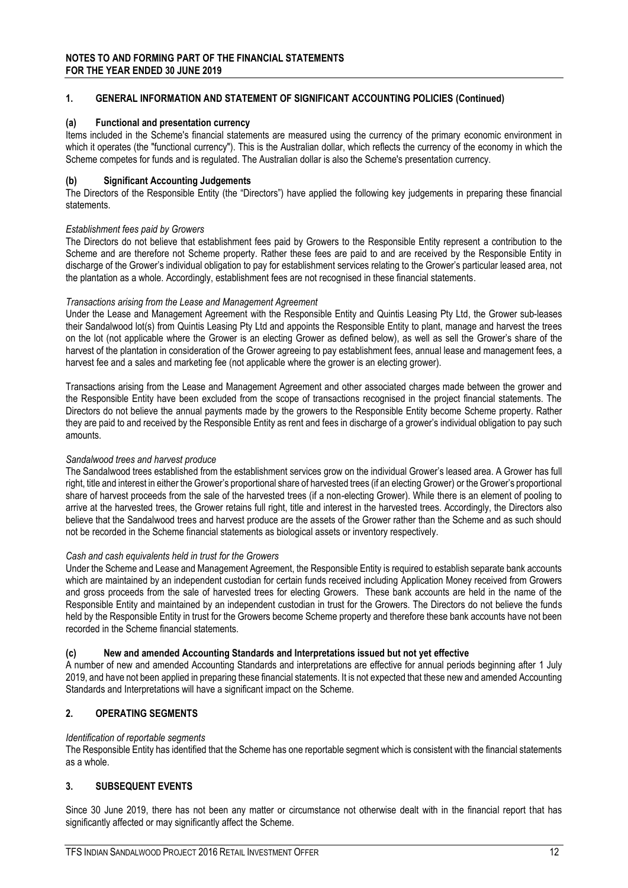**NOTES TO AND FORMING PART OF THE FINANCIAL STATEMENTS**
**FOR THE YEAR ENDED 30 JUNE 2019**

## 1. GENERAL INFORMATION AND STATEMENT OF SIGNIFICANT ACCOUNTING POLICIES (Continued)

### (a) Functional and presentation currency

Items included in the Scheme's financial statements are measured using the currency of the primary economic environment in which it operates (the "functional currency"). This is the Australian dollar, which reflects the currency of the economy in which the Scheme competes for funds and is regulated. The Australian dollar is also the Scheme's presentation currency.

### (b) Significant Accounting Judgements

The Directors of the Responsible Entity (the "Directors") have applied the following key judgements in preparing these financial statements.

*Establishment fees paid by Growers*

The Directors do not believe that establishment fees paid by Growers to the Responsible Entity represent a contribution to the Scheme and are therefore not Scheme property. Rather these fees are paid to and are received by the Responsible Entity in discharge of the Grower's individual obligation to pay for establishment services relating to the Grower's particular leased area, not the plantation as a whole. Accordingly, establishment fees are not recognised in these financial statements.

*Transactions arising from the Lease and Management Agreement*

Under the Lease and Management Agreement with the Responsible Entity and Quintis Leasing Pty Ltd, the Grower sub-leases their Sandalwood lot(s) from Quintis Leasing Pty Ltd and appoints the Responsible Entity to plant, manage and harvest the trees on the lot (not applicable where the Grower is an electing Grower as defined below), as well as sell the Grower's share of the harvest of the plantation in consideration of the Grower agreeing to pay establishment fees, annual lease and management fees, a harvest fee and a sales and marketing fee (not applicable where the grower is an electing grower).

Transactions arising from the Lease and Management Agreement and other associated charges made between the grower and the Responsible Entity have been excluded from the scope of transactions recognised in the project financial statements. The Directors do not believe the annual payments made by the growers to the Responsible Entity become Scheme property. Rather they are paid to and received by the Responsible Entity as rent and fees in discharge of a grower's individual obligation to pay such amounts.

*Sandalwood trees and harvest produce*

The Sandalwood trees established from the establishment services grow on the individual Grower's leased area. A Grower has full right, title and interest in either the Grower's proportional share of harvested trees (if an electing Grower) or the Grower's proportional share of harvest proceeds from the sale of the harvested trees (if a non-electing Grower). While there is an element of pooling to arrive at the harvested trees, the Grower retains full right, title and interest in the harvested trees. Accordingly, the Directors also believe that the Sandalwood trees and harvest produce are the assets of the Grower rather than the Scheme and as such should not be recorded in the Scheme financial statements as biological assets or inventory respectively.

*Cash and cash equivalents held in trust for the Growers*

Under the Scheme and Lease and Management Agreement, the Responsible Entity is required to establish separate bank accounts which are maintained by an independent custodian for certain funds received including Application Money received from Growers and gross proceeds from the sale of harvested trees for electing Growers. These bank accounts are held in the name of the Responsible Entity and maintained by an independent custodian in trust for the Growers. The Directors do not believe the funds held by the Responsible Entity in trust for the Growers become Scheme property and therefore these bank accounts have not been recorded in the Scheme financial statements.

### (c) New and amended Accounting Standards and Interpretations issued but not yet effective

A number of new and amended Accounting Standards and interpretations are effective for annual periods beginning after 1 July 2019, and have not been applied in preparing these financial statements. It is not expected that these new and amended Accounting Standards and Interpretations will have a significant impact on the Scheme.

## 2. OPERATING SEGMENTS

*Identification of reportable segments*

The Responsible Entity has identified that the Scheme has one reportable segment which is consistent with the financial statements as a whole.

## 3. SUBSEQUENT EVENTS

Since 30 June 2019, there has not been any matter or circumstance not otherwise dealt with in the financial report that has significantly affected or may significantly affect the Scheme.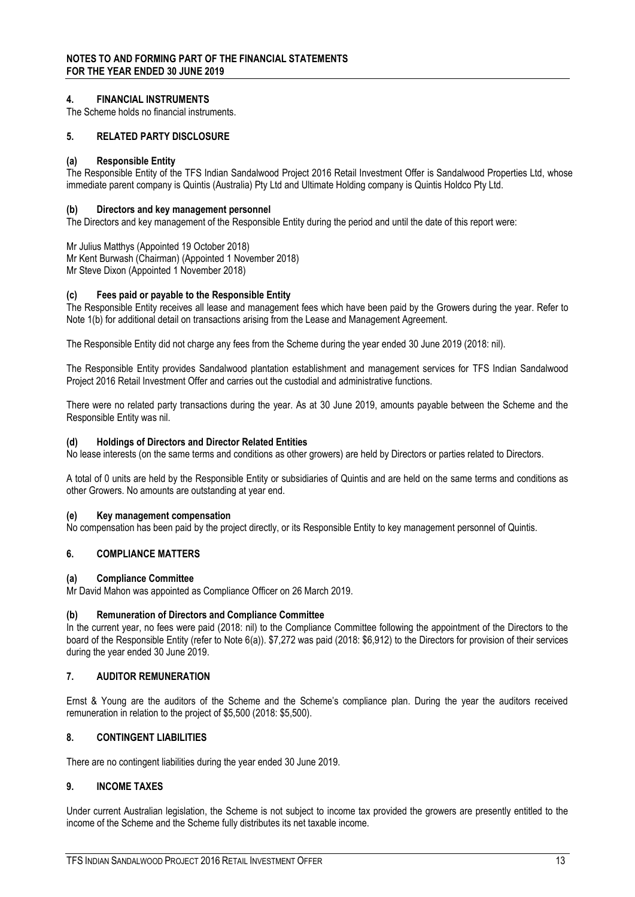**NOTES TO AND FORMING PART OF THE FINANCIAL STATEMENTS**
**FOR THE YEAR ENDED 30 JUNE 2019**

## 4. FINANCIAL INSTRUMENTS

The Scheme holds no financial instruments.

## 5. RELATED PARTY DISCLOSURE

### (a) Responsible Entity

The Responsible Entity of the TFS Indian Sandalwood Project 2016 Retail Investment Offer is Sandalwood Properties Ltd, whose immediate parent company is Quintis (Australia) Pty Ltd and Ultimate Holding company is Quintis Holdco Pty Ltd.

### (b) Directors and key management personnel

The Directors and key management of the Responsible Entity during the period and until the date of this report were:

Mr Julius Matthys (Appointed 19 October 2018)
Mr Kent Burwash (Chairman) (Appointed 1 November 2018)
Mr Steve Dixon (Appointed 1 November 2018)

### (c) Fees paid or payable to the Responsible Entity

The Responsible Entity receives all lease and management fees which have been paid by the Growers during the year. Refer to Note 1(b) for additional detail on transactions arising from the Lease and Management Agreement.

The Responsible Entity did not charge any fees from the Scheme during the year ended 30 June 2019 (2018: nil).

The Responsible Entity provides Sandalwood plantation establishment and management services for TFS Indian Sandalwood Project 2016 Retail Investment Offer and carries out the custodial and administrative functions.

There were no related party transactions during the year. As at 30 June 2019, amounts payable between the Scheme and the Responsible Entity was nil.

### (d) Holdings of Directors and Director Related Entities

No lease interests (on the same terms and conditions as other growers) are held by Directors or parties related to Directors.

A total of 0 units are held by the Responsible Entity or subsidiaries of Quintis and are held on the same terms and conditions as other Growers. No amounts are outstanding at year end.

### (e) Key management compensation

No compensation has been paid by the project directly, or its Responsible Entity to key management personnel of Quintis.

## 6. COMPLIANCE MATTERS

### (a) Compliance Committee

Mr David Mahon was appointed as Compliance Officer on 26 March 2019.

### (b) Remuneration of Directors and Compliance Committee

In the current year, no fees were paid (2018: nil) to the Compliance Committee following the appointment of the Directors to the board of the Responsible Entity (refer to Note 6(a)). $7,272 was paid (2018: $6,912) to the Directors for provision of their services during the year ended 30 June 2019.

## 7. AUDITOR REMUNERATION

Ernst & Young are the auditors of the Scheme and the Scheme's compliance plan. During the year the auditors received remuneration in relation to the project of $5,500 (2018: $5,500).

## 8. CONTINGENT LIABILITIES

There are no contingent liabilities during the year ended 30 June 2019.

## 9. INCOME TAXES

Under current Australian legislation, the Scheme is not subject to income tax provided the growers are presently entitled to the income of the Scheme and the Scheme fully distributes its net taxable income.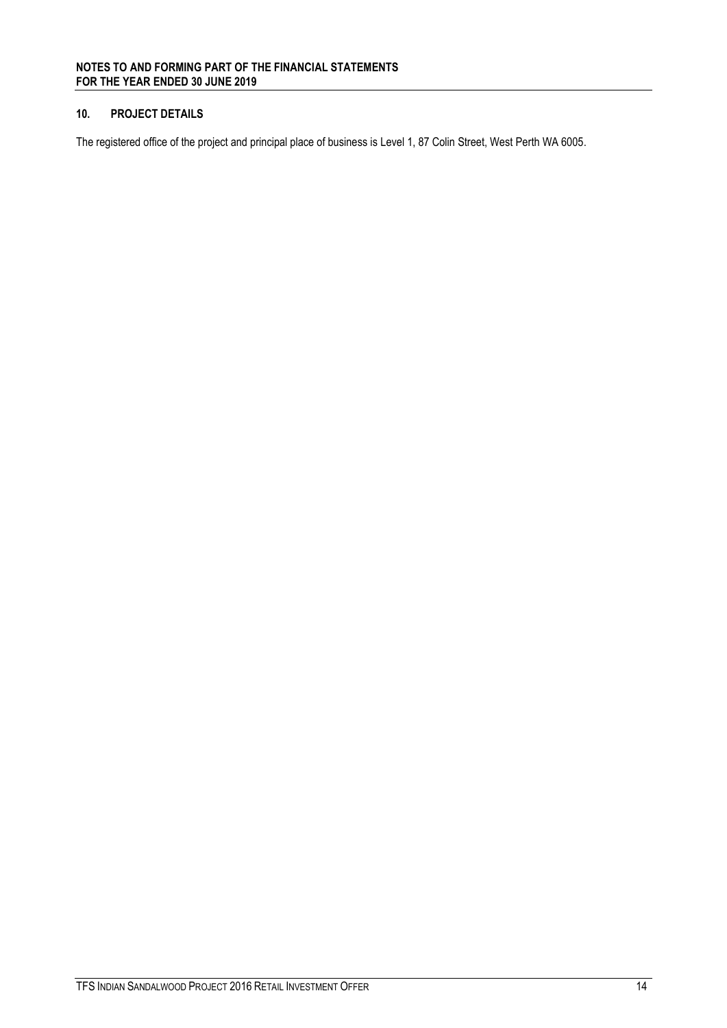## 10. PROJECT DETAILS

The registered office of the project and principal place of business is Level 1, 87 Colin Street, West Perth WA 6005.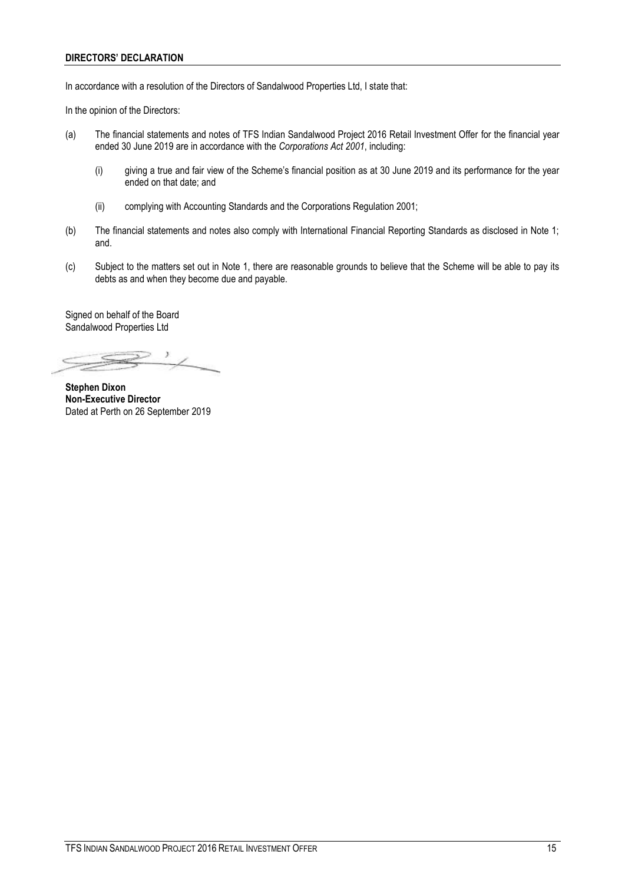## DIRECTORS' DECLARATION

In accordance with a resolution of the Directors of Sandalwood Properties Ltd, I state that:

In the opinion of the Directors:

(a) The financial statements and notes of TFS Indian Sandalwood Project 2016 Retail Investment Offer for the financial year ended 30 June 2019 are in accordance with the *Corporations Act 2001*, including:

  (i) giving a true and fair view of the Scheme's financial position as at 30 June 2019 and its performance for the year ended on that date; and

  (ii) complying with Accounting Standards and the Corporations Regulation 2001;

(b) The financial statements and notes also comply with International Financial Reporting Standards as disclosed in Note 1; and.

(c) Subject to the matters set out in Note 1, there are reasonable grounds to believe that the Scheme will be able to pay its debts as and when they become due and payable.

Signed on behalf of the Board
Sandalwood Properties Ltd

**Stephen Dixon**
**Non-Executive Director**
Dated at Perth on 26 September 2019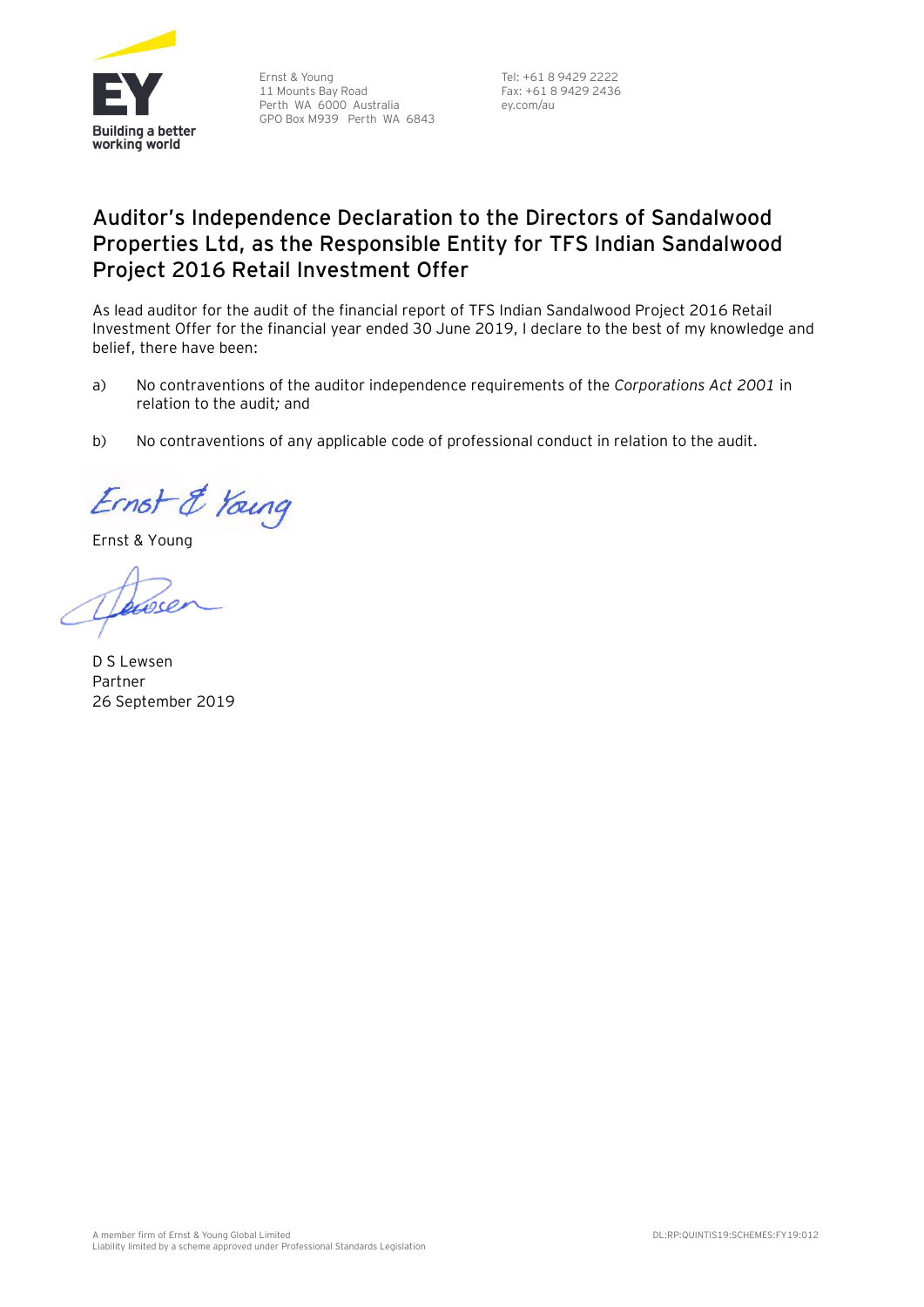Ernst & Young
11 Mounts Bay Road
Perth WA 6000 Australia
GPO Box M939 Perth WA 6843

Tel: +61 8 9429 2222
Fax: +61 8 9429 2436
ey.com/au

# Auditor's Independence Declaration to the Directors of Sandalwood Properties Ltd, as the Responsible Entity for TFS Indian Sandalwood Project 2016 Retail Investment Offer

As lead auditor for the audit of the financial report of TFS Indian Sandalwood Project 2016 Retail Investment Offer for the financial year ended 30 June 2019, I declare to the best of my knowledge and belief, there have been:

a) No contraventions of the auditor independence requirements of the *Corporations Act 2001* in relation to the audit; and

b) No contraventions of any applicable code of professional conduct in relation to the audit.

Ernst & Young

D S Lewsen
Partner
26 September 2019

A member firm of Ernst & Young Global Limited
Liability limited by a scheme approved under Professional Standards Legislation

DL:RP:QUINTIS19:SCHEMES:FY19:012